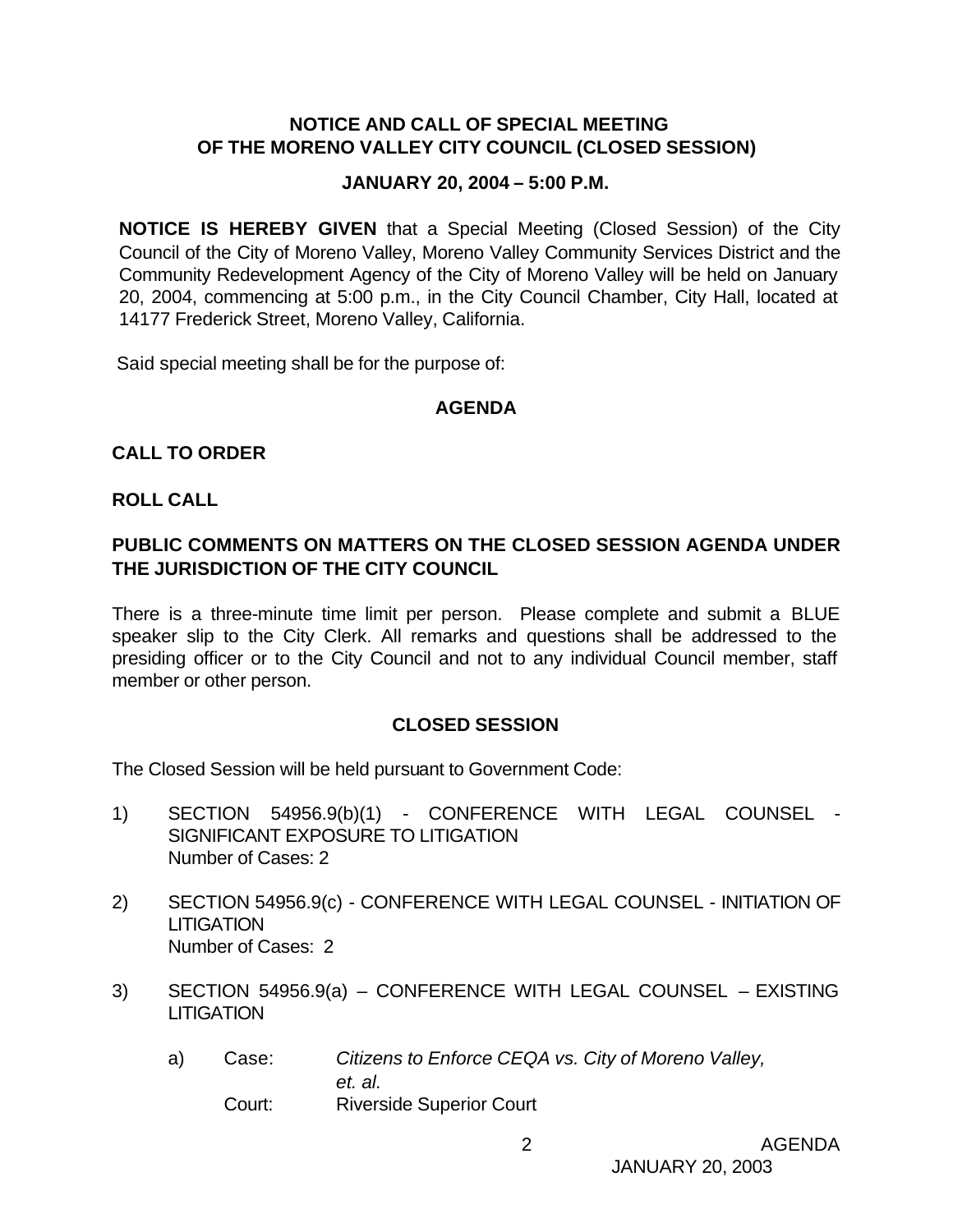## NOTICE AND CALL OF SPECIAL MEETING OF THE MORENO VALLEY CITY COUNCIL (CLOSED SESSION)

### JANUARY 20, 2004 – 5:00 P.M.

**NOTICE IS HEREBY GIVEN** that a Special Meeting (Closed Session) of the City Council of the City of Moreno Valley, Moreno Valley Community Services District and the Community Redevelopment Agency of the City of Moreno Valley will be held on January 20, 2004, commencing at 5:00 p.m., in the City Council Chamber, City Hall, located at 14177 Frederick Street, Moreno Valley, California.

Said special meeting shall be for the purpose of:

### AGENDA

**CALL TO ORDER**

**ROLL CALL**

**PUBLIC COMMENTS ON MATTERS ON THE CLOSED SESSION AGENDA UNDER THE JURISDICTION OF THE CITY COUNCIL**

There is a three-minute time limit per person. Please complete and submit a BLUE speaker slip to the City Clerk. All remarks and questions shall be addressed to the presiding officer or to the City Council and not to any individual Council member, staff member or other person.

### CLOSED SESSION

The Closed Session will be held pursuant to Government Code:

1) SECTION 54956.9(b)(1) - CONFERENCE WITH LEGAL COUNSEL - SIGNIFICANT EXPOSURE TO LITIGATION
   Number of Cases: 2

2) SECTION 54956.9(c) - CONFERENCE WITH LEGAL COUNSEL - INITIATION OF LITIGATION
   Number of Cases: 2

3) SECTION 54956.9(a) – CONFERENCE WITH LEGAL COUNSEL – EXISTING LITIGATION

   a) Case: *Citizens to Enforce CEQA vs. City of Moreno Valley, et. al.*
      Court: Riverside Superior Court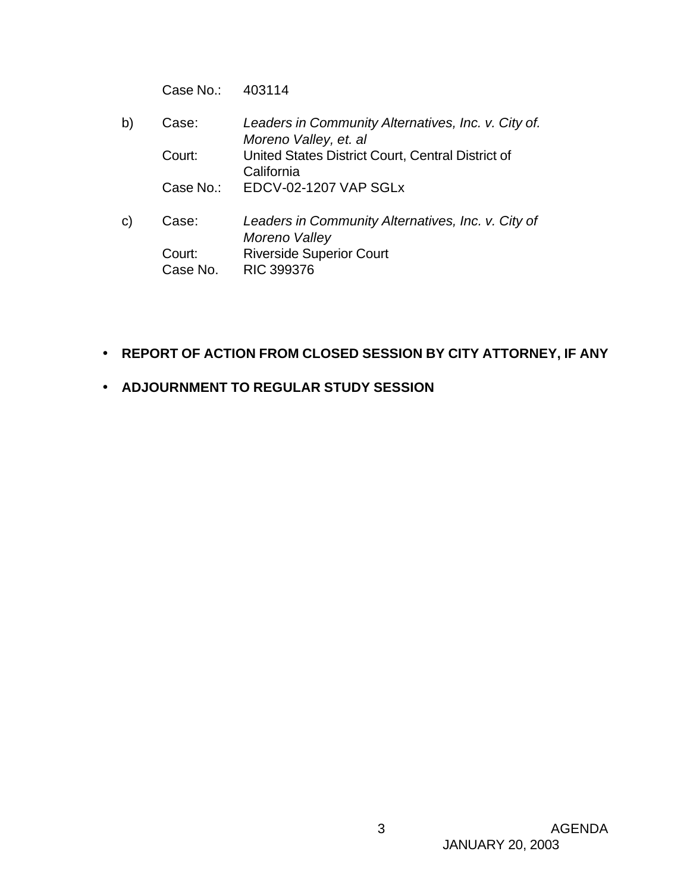Case No.: 403114

b) Case: *Leaders in Community Alternatives, Inc. v. City of. Moreno Valley, et. al*
   Court: United States District Court, Central District of California
   Case No.: EDCV-02-1207 VAP SGLx

c) Case: *Leaders in Community Alternatives, Inc. v. City of Moreno Valley*
   Court: Riverside Superior Court
   Case No. RIC 399376

- **REPORT OF ACTION FROM CLOSED SESSION BY CITY ATTORNEY, IF ANY**
- **ADJOURNMENT TO REGULAR STUDY SESSION**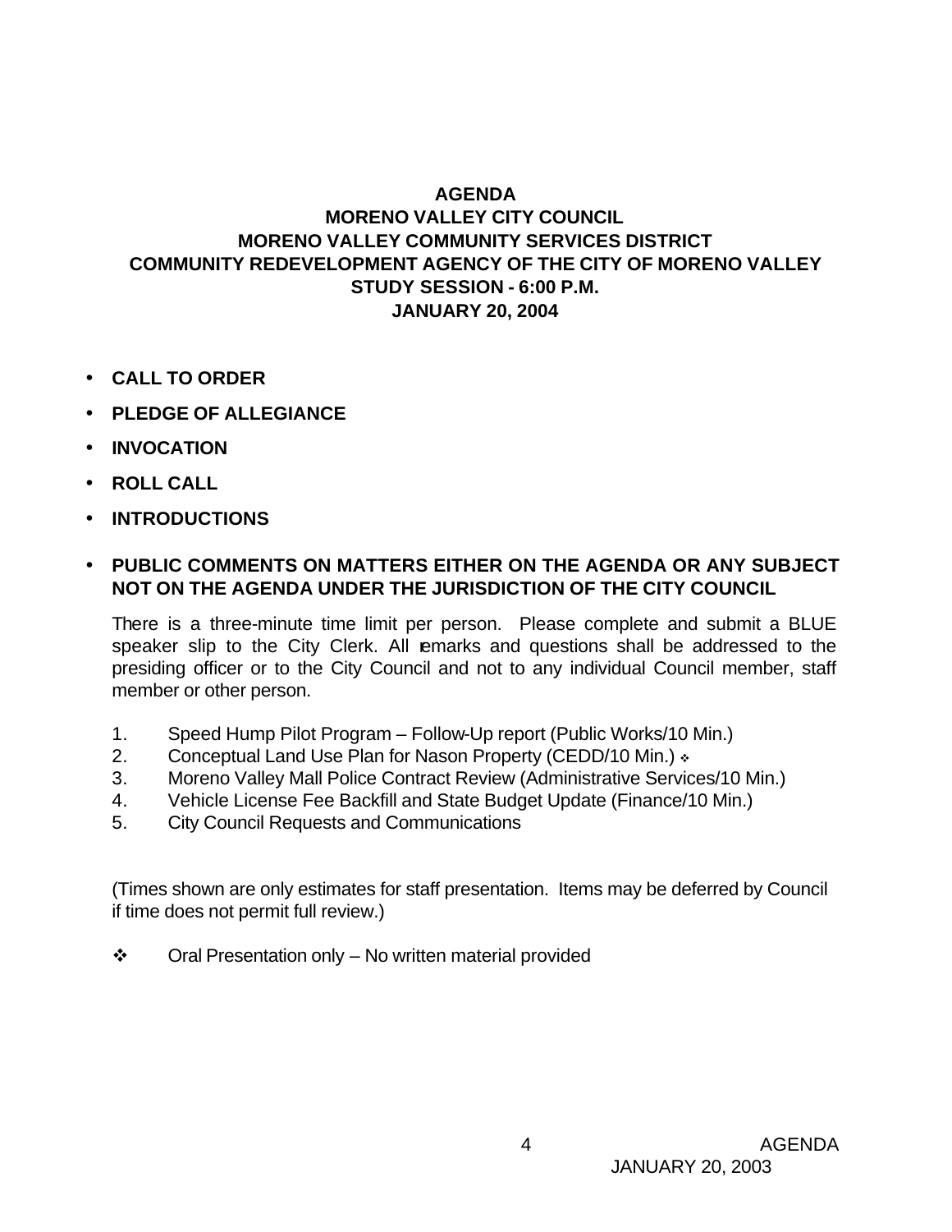**AGENDA**
**MORENO VALLEY CITY COUNCIL**
**MORENO VALLEY COMMUNITY SERVICES DISTRICT**
**COMMUNITY REDEVELOPMENT AGENCY OF THE CITY OF MORENO VALLEY**
**STUDY SESSION - 6:00 P.M.**
**JANUARY 20, 2004**

- **CALL TO ORDER**
- **PLEDGE OF ALLEGIANCE**
- **INVOCATION**
- **ROLL CALL**
- **INTRODUCTIONS**
- **PUBLIC COMMENTS ON MATTERS EITHER ON THE AGENDA OR ANY SUBJECT NOT ON THE AGENDA UNDER THE JURISDICTION OF THE CITY COUNCIL**

  There is a three-minute time limit per person. Please complete and submit a BLUE speaker slip to the City Clerk. All remarks and questions shall be addressed to the presiding officer or to the City Council and not to any individual Council member, staff member or other person.

1. Speed Hump Pilot Program – Follow-Up report (Public Works/10 Min.)
2. Conceptual Land Use Plan for Nason Property (CEDD/10 Min.) ❖
3. Moreno Valley Mall Police Contract Review (Administrative Services/10 Min.)
4. Vehicle License Fee Backfill and State Budget Update (Finance/10 Min.)
5. City Council Requests and Communications

(Times shown are only estimates for staff presentation. Items may be deferred by Council if time does not permit full review.)

❖ Oral Presentation only – No written material provided